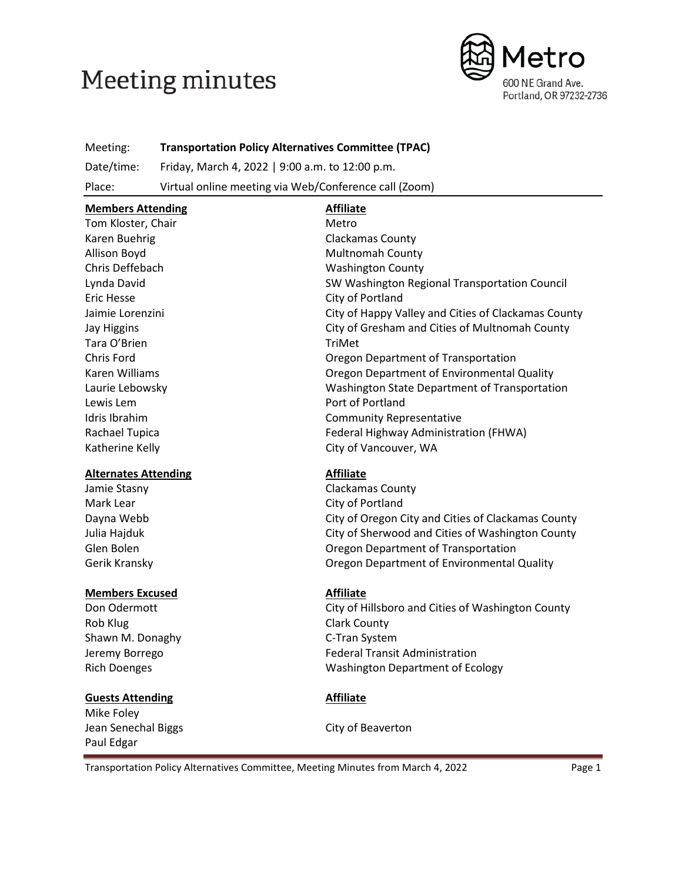# Meeting minutes

Metro
600 NE Grand Ave.
Portland, OR 97232-2736

Meeting: **Transportation Policy Alternatives Committee (TPAC)**

Date/time: Friday, March 4, 2022 | 9:00 a.m. to 12:00 p.m.

Place: Virtual online meeting via Web/Conference call (Zoom)

| **Members Attending** | **Affiliate** |
|---|---|
| Tom Kloster, Chair | Metro |
| Karen Buehrig | Clackamas County |
| Allison Boyd | Multnomah County |
| Chris Deffebach | Washington County |
| Lynda David | SW Washington Regional Transportation Council |
| Eric Hesse | City of Portland |
| Jaimie Lorenzini | City of Happy Valley and Cities of Clackamas County |
| Jay Higgins | City of Gresham and Cities of Multnomah County |
| Tara O'Brien | TriMet |
| Chris Ford | Oregon Department of Transportation |
| Karen Williams | Oregon Department of Environmental Quality |
| Laurie Lebowsky | Washington State Department of Transportation |
| Lewis Lem | Port of Portland |
| Idris Ibrahim | Community Representative |
| Rachael Tupica | Federal Highway Administration (FHWA) |
| Katherine Kelly | City of Vancouver, WA |

| **Alternates Attending** | **Affiliate** |
|---|---|
| Jamie Stasny | Clackamas County |
| Mark Lear | City of Portland |
| Dayna Webb | City of Oregon City and Cities of Clackamas County |
| Julia Hajduk | City of Sherwood and Cities of Washington County |
| Glen Bolen | Oregon Department of Transportation |
| Gerik Kransky | Oregon Department of Environmental Quality |

| **Members Excused** | **Affiliate** |
|---|---|
| Don Odermott | City of Hillsboro and Cities of Washington County |
| Rob Klug | Clark County |
| Shawn M. Donaghy | C-Tran System |
| Jeremy Borrego | Federal Transit Administration |
| Rich Doenges | Washington Department of Ecology |

| **Guests Attending** | **Affiliate** |
|---|---|
| Mike Foley | |
| Jean Senechal Biggs | City of Beaverton |
| Paul Edgar | |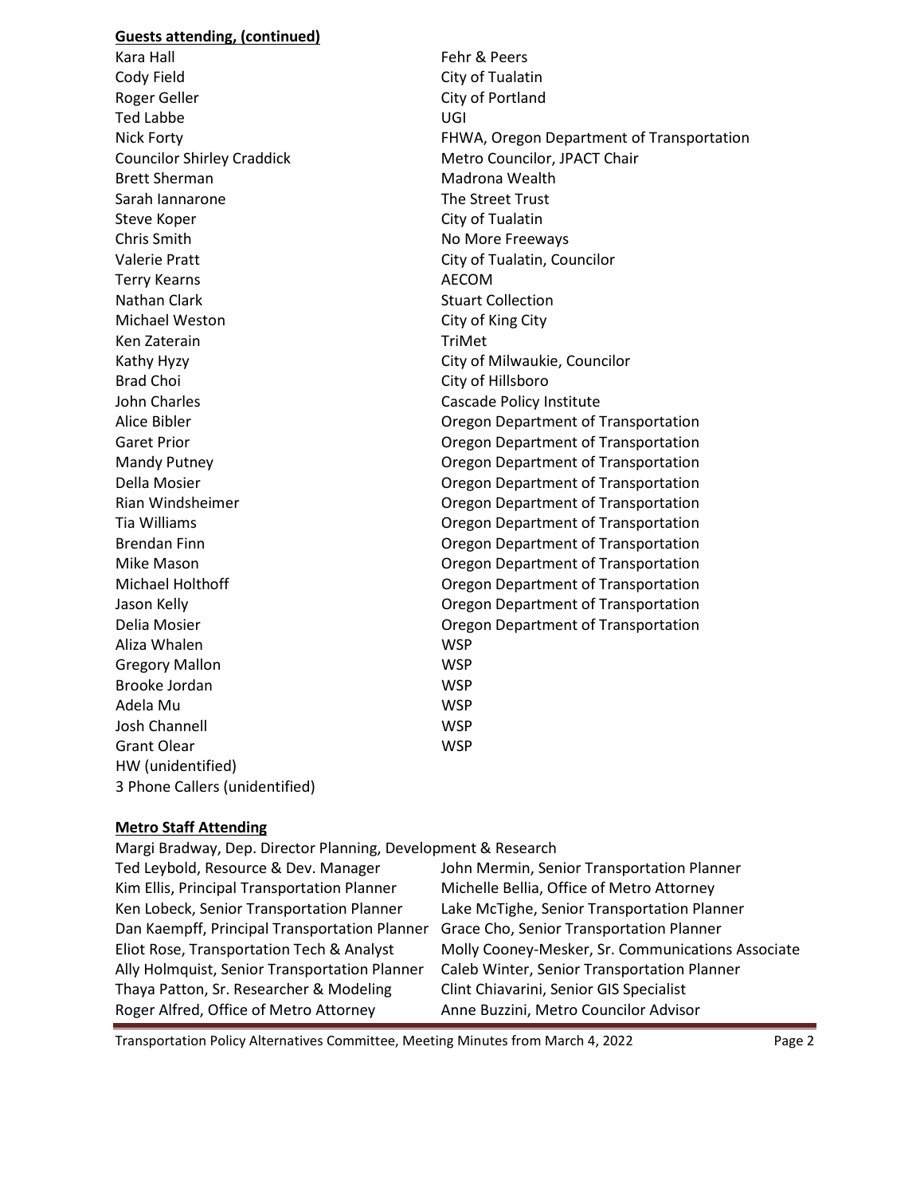**Guests attending, (continued)**

| | |
|---|---|
| Kara Hall | Fehr & Peers |
| Cody Field | City of Tualatin |
| Roger Geller | City of Portland |
| Ted Labbe | UGI |
| Nick Forty | FHWA, Oregon Department of Transportation |
| Councilor Shirley Craddick | Metro Councilor, JPACT Chair |
| Brett Sherman | Madrona Wealth |
| Sarah Iannarone | The Street Trust |
| Steve Koper | City of Tualatin |
| Chris Smith | No More Freeways |
| Valerie Pratt | City of Tualatin, Councilor |
| Terry Kearns | AECOM |
| Nathan Clark | Stuart Collection |
| Michael Weston | City of King City |
| Ken Zaterain | TriMet |
| Kathy Hyzy | City of Milwaukie, Councilor |
| Brad Choi | City of Hillsboro |
| John Charles | Cascade Policy Institute |
| Alice Bibler | Oregon Department of Transportation |
| Garet Prior | Oregon Department of Transportation |
| Mandy Putney | Oregon Department of Transportation |
| Della Mosier | Oregon Department of Transportation |
| Rian Windsheimer | Oregon Department of Transportation |
| Tia Williams | Oregon Department of Transportation |
| Brendan Finn | Oregon Department of Transportation |
| Mike Mason | Oregon Department of Transportation |
| Michael Holthoff | Oregon Department of Transportation |
| Jason Kelly | Oregon Department of Transportation |
| Delia Mosier | Oregon Department of Transportation |
| Aliza Whalen | WSP |
| Gregory Mallon | WSP |
| Brooke Jordan | WSP |
| Adela Mu | WSP |
| Josh Channell | WSP |
| Grant Olear | WSP |
| HW (unidentified) | |
| 3 Phone Callers (unidentified) | |

**Metro Staff Attending**

Margi Bradway, Dep. Director Planning, Development & Research

| | |
|---|---|
| Ted Leybold, Resource & Dev. Manager | John Mermin, Senior Transportation Planner |
| Kim Ellis, Principal Transportation Planner | Michelle Bellia, Office of Metro Attorney |
| Ken Lobeck, Senior Transportation Planner | Lake McTighe, Senior Transportation Planner |
| Dan Kaempff, Principal Transportation Planner | Grace Cho, Senior Transportation Planner |
| Eliot Rose, Transportation Tech & Analyst | Molly Cooney-Mesker, Sr. Communications Associate |
| Ally Holmquist, Senior Transportation Planner | Caleb Winter, Senior Transportation Planner |
| Thaya Patton, Sr. Researcher & Modeling | Clint Chiavarini, Senior GIS Specialist |
| Roger Alfred, Office of Metro Attorney | Anne Buzzini, Metro Councilor Advisor |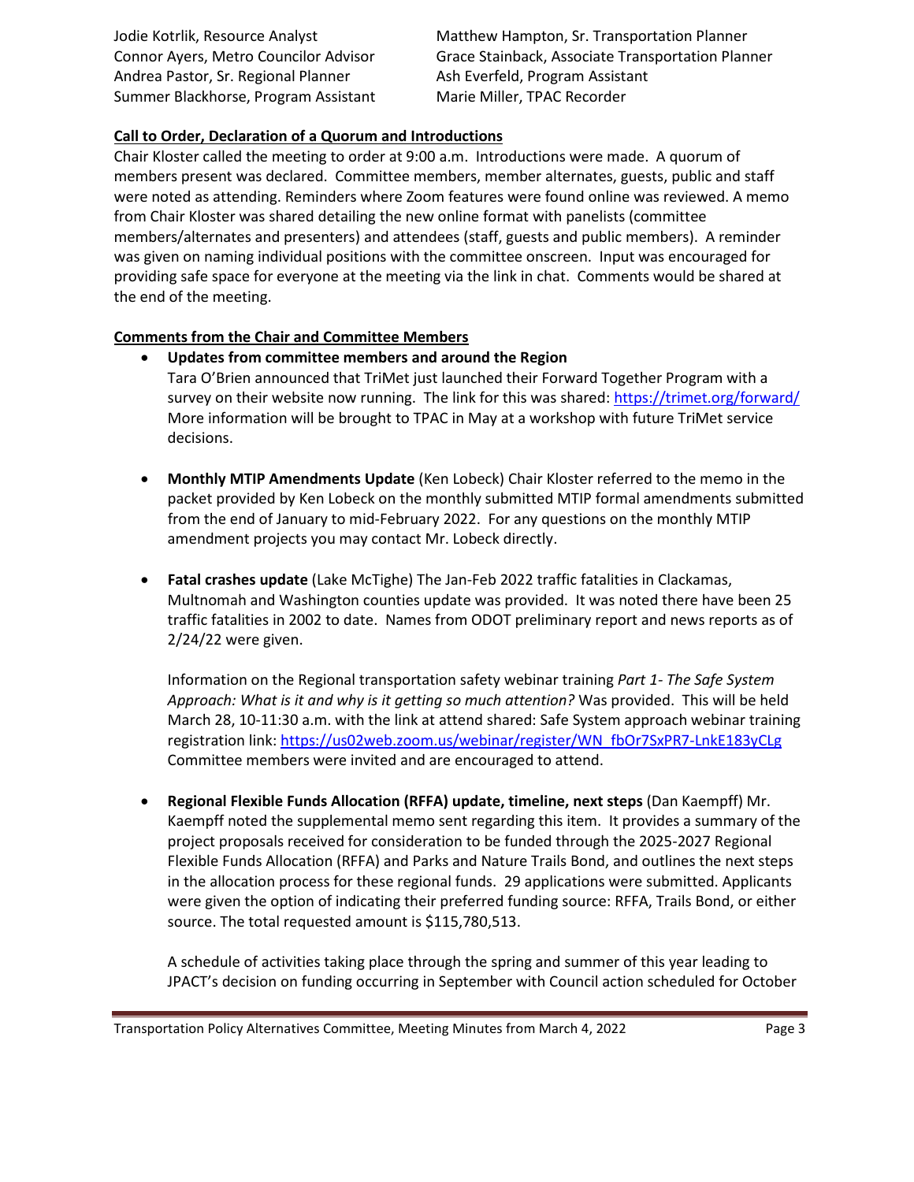Jodie Kotrlik, Resource Analyst
Connor Ayers, Metro Councilor Advisor
Andrea Pastor, Sr. Regional Planner
Summer Blackhorse, Program Assistant
Matthew Hampton, Sr. Transportation Planner
Grace Stainback, Associate Transportation Planner
Ash Everfeld, Program Assistant
Marie Miller, TPAC Recorder

**Call to Order, Declaration of a Quorum and Introductions**

Chair Kloster called the meeting to order at 9:00 a.m. Introductions were made. A quorum of members present was declared. Committee members, member alternates, guests, public and staff were noted as attending. Reminders where Zoom features were found online was reviewed. A memo from Chair Kloster was shared detailing the new online format with panelists (committee members/alternates and presenters) and attendees (staff, guests and public members). A reminder was given on naming individual positions with the committee onscreen. Input was encouraged for providing safe space for everyone at the meeting via the link in chat. Comments would be shared at the end of the meeting.

**Comments from the Chair and Committee Members**

- **Updates from committee members and around the Region**
  Tara O'Brien announced that TriMet just launched their Forward Together Program with a survey on their website now running. The link for this was shared: https://trimet.org/forward/ More information will be brought to TPAC in May at a workshop with future TriMet service decisions.

- **Monthly MTIP Amendments Update** (Ken Lobeck) Chair Kloster referred to the memo in the packet provided by Ken Lobeck on the monthly submitted MTIP formal amendments submitted from the end of January to mid-February 2022. For any questions on the monthly MTIP amendment projects you may contact Mr. Lobeck directly.

- **Fatal crashes update** (Lake McTighe) The Jan-Feb 2022 traffic fatalities in Clackamas, Multnomah and Washington counties update was provided. It was noted there have been 25 traffic fatalities in 2002 to date. Names from ODOT preliminary report and news reports as of 2/24/22 were given.

  Information on the Regional transportation safety webinar training *Part 1- The Safe System Approach: What is it and why is it getting so much attention?* Was provided. This will be held March 28, 10-11:30 a.m. with the link at attend shared: Safe System approach webinar training registration link: https://us02web.zoom.us/webinar/register/WN_fbOr7SxPR7-LnkE183yCLg Committee members were invited and are encouraged to attend.

- **Regional Flexible Funds Allocation (RFFA) update, timeline, next steps** (Dan Kaempff) Mr. Kaempff noted the supplemental memo sent regarding this item. It provides a summary of the project proposals received for consideration to be funded through the 2025-2027 Regional Flexible Funds Allocation (RFFA) and Parks and Nature Trails Bond, and outlines the next steps in the allocation process for these regional funds. 29 applications were submitted. Applicants were given the option of indicating their preferred funding source: RFFA, Trails Bond, or either source. The total requested amount is $115,780,513.

  A schedule of activities taking place through the spring and summer of this year leading to JPACT's decision on funding occurring in September with Council action scheduled for October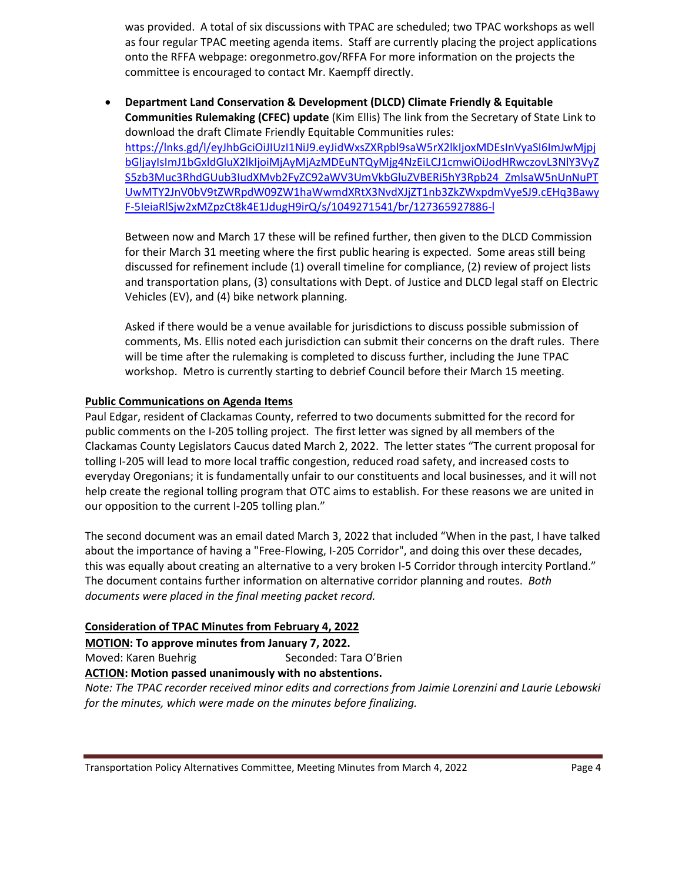was provided. A total of six discussions with TPAC are scheduled; two TPAC workshops as well as four regular TPAC meeting agenda items. Staff are currently placing the project applications onto the RFFA webpage: oregonmetro.gov/RFFA For more information on the projects the committee is encouraged to contact Mr. Kaempff directly.

- **Department Land Conservation & Development (DLCD) Climate Friendly & Equitable Communities Rulemaking (CFEC) update** (Kim Ellis) The link from the Secretary of State Link to download the draft Climate Friendly Equitable Communities rules: https://lnks.gd/l/eyJhbGciOiJIUzI1NiJ9.eyJidWxsZXRpbl9saW5rX2lkIjoxMDEsInVyaSI6ImJwMjpjbGljayIsImJ1bGxldGluX2lkIjoiMjAyMjAzMDEuNTQyMjg4NzEiLCJ1cmwiOiJodHRwczovL3NlY3VyZS5zb3Muc3RhdGUub3IudXMvb2FyZC92aWV3UmVkbGluZVBERi5hY3Rpb24_ZmlsaW5nUnNuPTUwMTY2JnV0bV9tZWRpdW09ZW1haWwmdXRtX3NvdXJjZT1nb3ZkZWxpdmVyeSJ9.cEHq3BawyF-5IeiaRlSjw2xMZpzCt8k4E1JdugH9irQ/s/1049271541/br/127365927886-l

  Between now and March 17 these will be refined further, then given to the DLCD Commission for their March 31 meeting where the first public hearing is expected. Some areas still being discussed for refinement include (1) overall timeline for compliance, (2) review of project lists and transportation plans, (3) consultations with Dept. of Justice and DLCD legal staff on Electric Vehicles (EV), and (4) bike network planning.

  Asked if there would be a venue available for jurisdictions to discuss possible submission of comments, Ms. Ellis noted each jurisdiction can submit their concerns on the draft rules. There will be time after the rulemaking is completed to discuss further, including the June TPAC workshop. Metro is currently starting to debrief Council before their March 15 meeting.

**Public Communications on Agenda Items**

Paul Edgar, resident of Clackamas County, referred to two documents submitted for the record for public comments on the I-205 tolling project. The first letter was signed by all members of the Clackamas County Legislators Caucus dated March 2, 2022. The letter states "The current proposal for tolling I-205 will lead to more local traffic congestion, reduced road safety, and increased costs to everyday Oregonians; it is fundamentally unfair to our constituents and local businesses, and it will not help create the regional tolling program that OTC aims to establish. For these reasons we are united in our opposition to the current I-205 tolling plan."

The second document was an email dated March 3, 2022 that included "When in the past, I have talked about the importance of having a "Free-Flowing, I-205 Corridor", and doing this over these decades, this was equally about creating an alternative to a very broken I-5 Corridor through intercity Portland." The document contains further information on alternative corridor planning and routes. *Both documents were placed in the final meeting packet record.*

**Consideration of TPAC Minutes from February 4, 2022**

**MOTION: To approve minutes from January 7, 2022.**

Moved: Karen Buehrig Seconded: Tara O'Brien

**ACTION: Motion passed unanimously with no abstentions.**

*Note: The TPAC recorder received minor edits and corrections from Jaimie Lorenzini and Laurie Lebowski for the minutes, which were made on the minutes before finalizing.*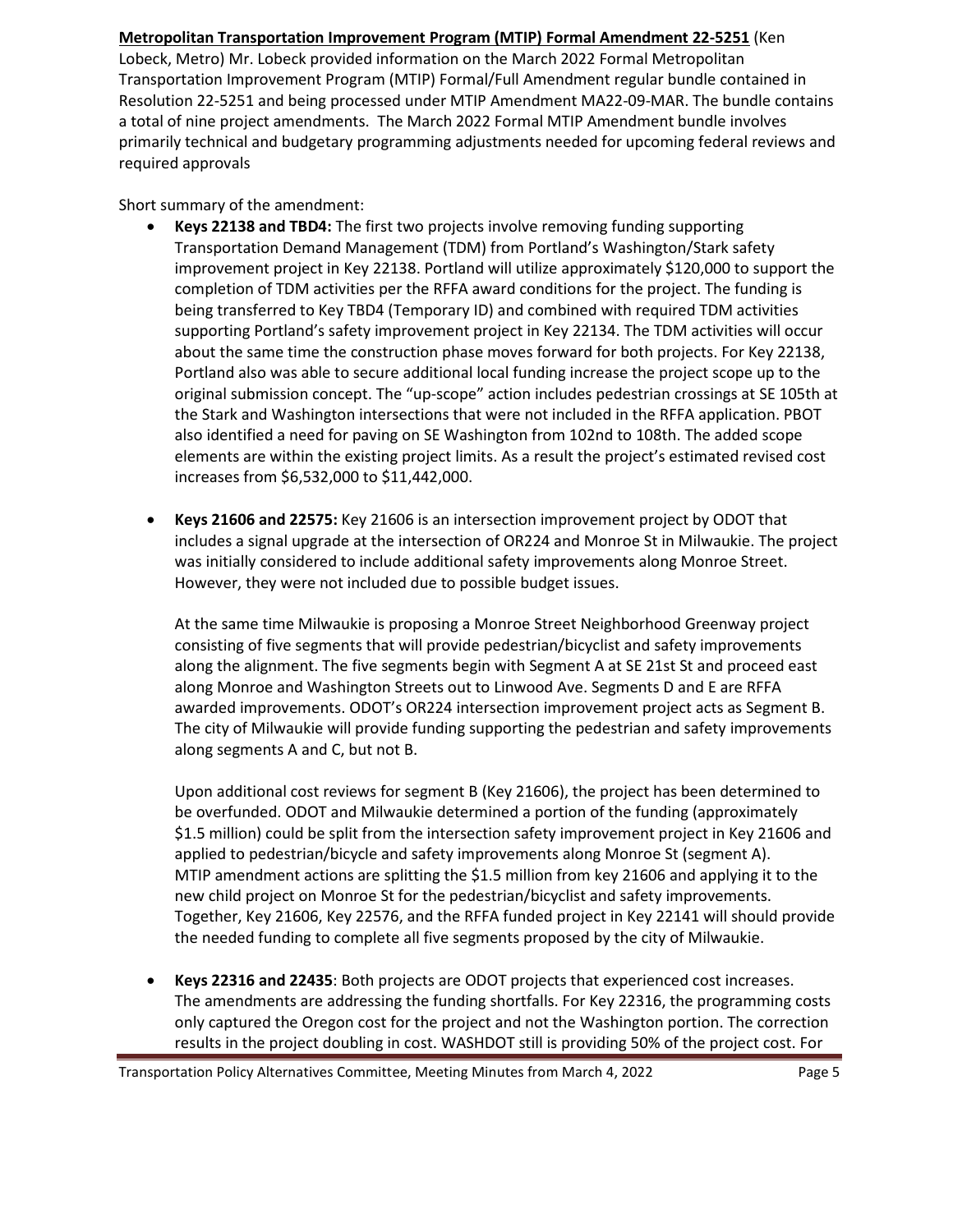**Metropolitan Transportation Improvement Program (MTIP) Formal Amendment 22-5251** (Ken Lobeck, Metro) Mr. Lobeck provided information on the March 2022 Formal Metropolitan Transportation Improvement Program (MTIP) Formal/Full Amendment regular bundle contained in Resolution 22-5251 and being processed under MTIP Amendment MA22-09-MAR. The bundle contains a total of nine project amendments. The March 2022 Formal MTIP Amendment bundle involves primarily technical and budgetary programming adjustments needed for upcoming federal reviews and required approvals

Short summary of the amendment:

- **Keys 22138 and TBD4:** The first two projects involve removing funding supporting Transportation Demand Management (TDM) from Portland's Washington/Stark safety improvement project in Key 22138. Portland will utilize approximately $120,000 to support the completion of TDM activities per the RFFA award conditions for the project. The funding is being transferred to Key TBD4 (Temporary ID) and combined with required TDM activities supporting Portland's safety improvement project in Key 22134. The TDM activities will occur about the same time the construction phase moves forward for both projects. For Key 22138, Portland also was able to secure additional local funding increase the project scope up to the original submission concept. The "up-scope" action includes pedestrian crossings at SE 105th at the Stark and Washington intersections that were not included in the RFFA application. PBOT also identified a need for paving on SE Washington from 102nd to 108th. The added scope elements are within the existing project limits. As a result the project's estimated revised cost increases from $6,532,000 to $11,442,000.

- **Keys 21606 and 22575:** Key 21606 is an intersection improvement project by ODOT that includes a signal upgrade at the intersection of OR224 and Monroe St in Milwaukie. The project was initially considered to include additional safety improvements along Monroe Street. However, they were not included due to possible budget issues.

  At the same time Milwaukie is proposing a Monroe Street Neighborhood Greenway project consisting of five segments that will provide pedestrian/bicyclist and safety improvements along the alignment. The five segments begin with Segment A at SE 21st St and proceed east along Monroe and Washington Streets out to Linwood Ave. Segments D and E are RFFA awarded improvements. ODOT's OR224 intersection improvement project acts as Segment B. The city of Milwaukie will provide funding supporting the pedestrian and safety improvements along segments A and C, but not B.

  Upon additional cost reviews for segment B (Key 21606), the project has been determined to be overfunded. ODOT and Milwaukie determined a portion of the funding (approximately $1.5 million) could be split from the intersection safety improvement project in Key 21606 and applied to pedestrian/bicycle and safety improvements along Monroe St (segment A). MTIP amendment actions are splitting the $1.5 million from key 21606 and applying it to the new child project on Monroe St for the pedestrian/bicyclist and safety improvements. Together, Key 21606, Key 22576, and the RFFA funded project in Key 22141 will should provide the needed funding to complete all five segments proposed by the city of Milwaukie.

- **Keys 22316 and 22435**: Both projects are ODOT projects that experienced cost increases. The amendments are addressing the funding shortfalls. For Key 22316, the programming costs only captured the Oregon cost for the project and not the Washington portion. The correction results in the project doubling in cost. WASHDOT still is providing 50% of the project cost. For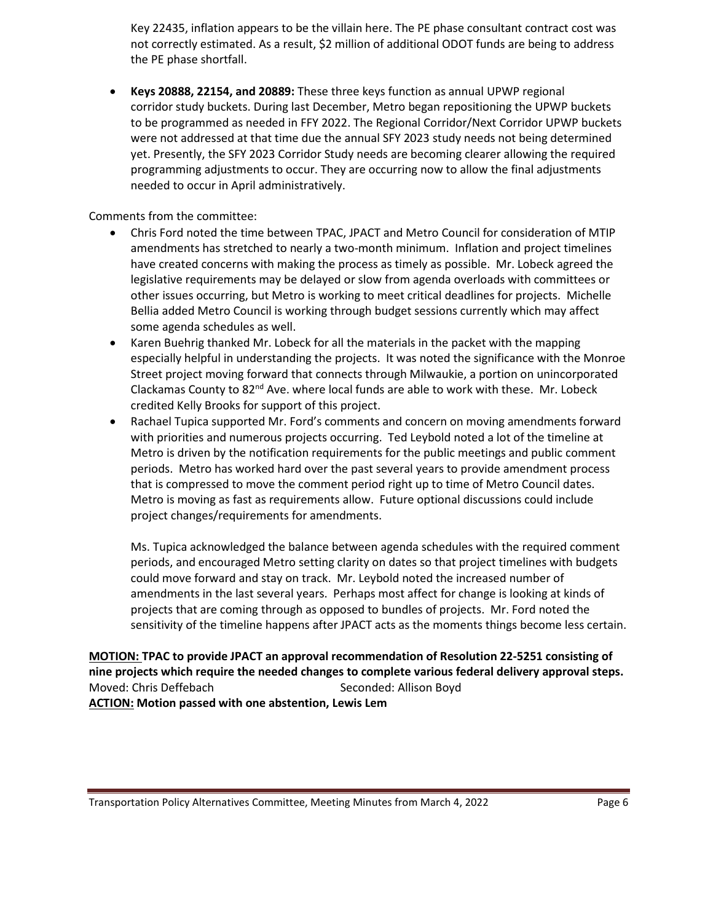Key 22435, inflation appears to be the villain here. The PE phase consultant contract cost was not correctly estimated. As a result, $2 million of additional ODOT funds are being to address the PE phase shortfall.

- **Keys 20888, 22154, and 20889:** These three keys function as annual UPWP regional corridor study buckets. During last December, Metro began repositioning the UPWP buckets to be programmed as needed in FFY 2022. The Regional Corridor/Next Corridor UPWP buckets were not addressed at that time due the annual SFY 2023 study needs not being determined yet. Presently, the SFY 2023 Corridor Study needs are becoming clearer allowing the required programming adjustments to occur. They are occurring now to allow the final adjustments needed to occur in April administratively.

Comments from the committee:

- Chris Ford noted the time between TPAC, JPACT and Metro Council for consideration of MTIP amendments has stretched to nearly a two-month minimum. Inflation and project timelines have created concerns with making the process as timely as possible. Mr. Lobeck agreed the legislative requirements may be delayed or slow from agenda overloads with committees or other issues occurring, but Metro is working to meet critical deadlines for projects. Michelle Bellia added Metro Council is working through budget sessions currently which may affect some agenda schedules as well.
- Karen Buehrig thanked Mr. Lobeck for all the materials in the packet with the mapping especially helpful in understanding the projects. It was noted the significance with the Monroe Street project moving forward that connects through Milwaukie, a portion on unincorporated Clackamas County to 82nd Ave. where local funds are able to work with these. Mr. Lobeck credited Kelly Brooks for support of this project.
- Rachael Tupica supported Mr. Ford's comments and concern on moving amendments forward with priorities and numerous projects occurring. Ted Leybold noted a lot of the timeline at Metro is driven by the notification requirements for the public meetings and public comment periods. Metro has worked hard over the past several years to provide amendment process that is compressed to move the comment period right up to time of Metro Council dates. Metro is moving as fast as requirements allow. Future optional discussions could include project changes/requirements for amendments.

  Ms. Tupica acknowledged the balance between agenda schedules with the required comment periods, and encouraged Metro setting clarity on dates so that project timelines with budgets could move forward and stay on track. Mr. Leybold noted the increased number of amendments in the last several years. Perhaps most affect for change is looking at kinds of projects that are coming through as opposed to bundles of projects. Mr. Ford noted the sensitivity of the timeline happens after JPACT acts as the moments things become less certain.

**MOTION: TPAC to provide JPACT an approval recommendation of Resolution 22-5251 consisting of nine projects which require the needed changes to complete various federal delivery approval steps.**
Moved: Chris Deffebach Seconded: Allison Boyd
**ACTION: Motion passed with one abstention, Lewis Lem**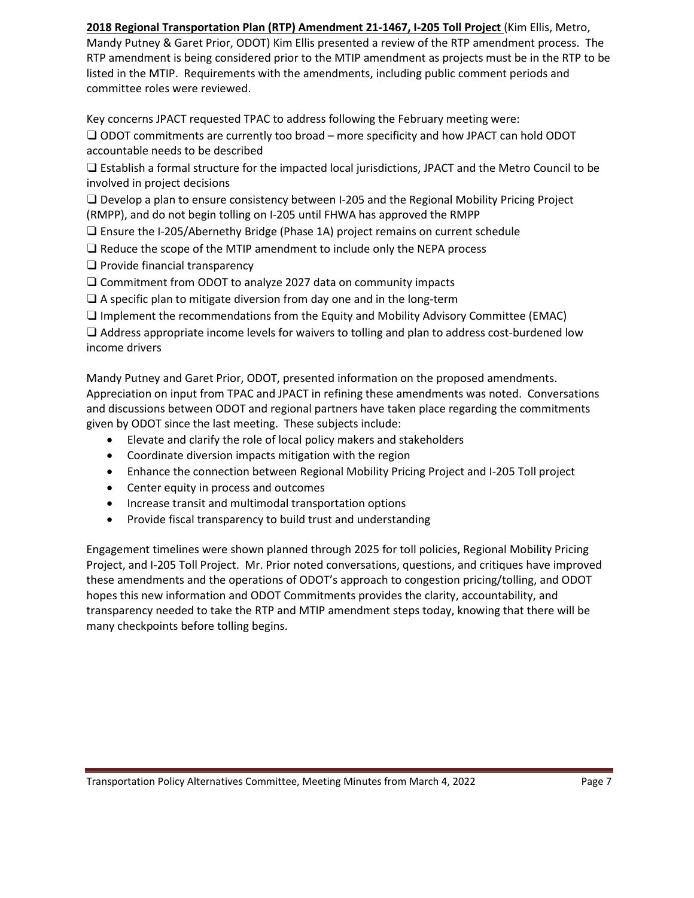**2018 Regional Transportation Plan (RTP) Amendment 21-1467, I-205 Toll Project** (Kim Ellis, Metro, Mandy Putney & Garet Prior, ODOT) Kim Ellis presented a review of the RTP amendment process. The RTP amendment is being considered prior to the MTIP amendment as projects must be in the RTP to be listed in the MTIP. Requirements with the amendments, including public comment periods and committee roles were reviewed.

Key concerns JPACT requested TPAC to address following the February meeting were:

❑ ODOT commitments are currently too broad – more specificity and how JPACT can hold ODOT accountable needs to be described

❑ Establish a formal structure for the impacted local jurisdictions, JPACT and the Metro Council to be involved in project decisions

❑ Develop a plan to ensure consistency between I-205 and the Regional Mobility Pricing Project (RMPP), and do not begin tolling on I-205 until FHWA has approved the RMPP

❑ Ensure the I-205/Abernethy Bridge (Phase 1A) project remains on current schedule

❑ Reduce the scope of the MTIP amendment to include only the NEPA process

❑ Provide financial transparency

❑ Commitment from ODOT to analyze 2027 data on community impacts

❑ A specific plan to mitigate diversion from day one and in the long-term

❑ Implement the recommendations from the Equity and Mobility Advisory Committee (EMAC)

❑ Address appropriate income levels for waivers to tolling and plan to address cost-burdened low income drivers

Mandy Putney and Garet Prior, ODOT, presented information on the proposed amendments. Appreciation on input from TPAC and JPACT in refining these amendments was noted. Conversations and discussions between ODOT and regional partners have taken place regarding the commitments given by ODOT since the last meeting. These subjects include:

- Elevate and clarify the role of local policy makers and stakeholders
- Coordinate diversion impacts mitigation with the region
- Enhance the connection between Regional Mobility Pricing Project and I-205 Toll project
- Center equity in process and outcomes
- Increase transit and multimodal transportation options
- Provide fiscal transparency to build trust and understanding

Engagement timelines were shown planned through 2025 for toll policies, Regional Mobility Pricing Project, and I-205 Toll Project. Mr. Prior noted conversations, questions, and critiques have improved these amendments and the operations of ODOT's approach to congestion pricing/tolling, and ODOT hopes this new information and ODOT Commitments provides the clarity, accountability, and transparency needed to take the RTP and MTIP amendment steps today, knowing that there will be many checkpoints before tolling begins.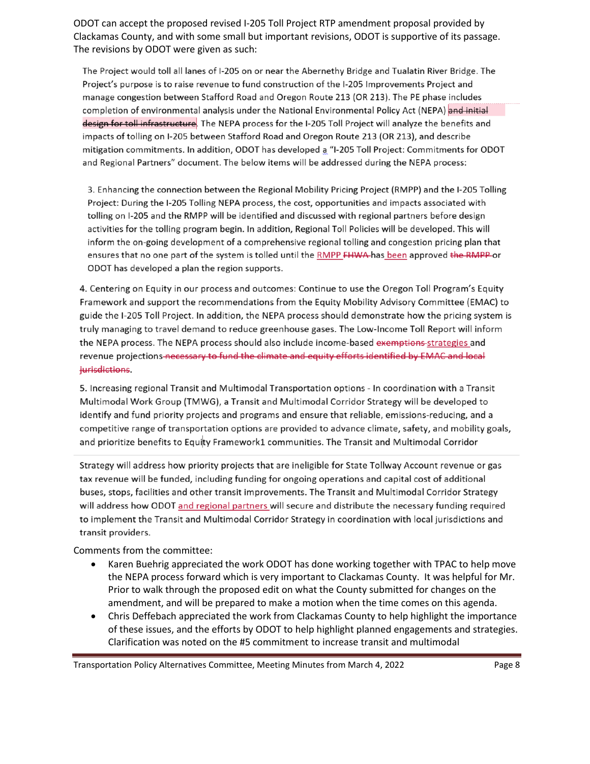ODOT can accept the proposed revised I-205 Toll Project RTP amendment proposal provided by Clackamas County, and with some small but important revisions, ODOT is supportive of its passage. The revisions by ODOT were given as such:

> The Project would toll all lanes of I-205 on or near the Abernethy Bridge and Tualatin River Bridge. The Project's purpose is to raise revenue to fund construction of the I-205 Improvements Project and manage congestion between Stafford Road and Oregon Route 213 (OR 213). The PE phase includes completion of environmental analysis under the National Environmental Policy Act (NEPA) ~~and initial design for toll infrastructure~~. The NEPA process for the I-205 Toll Project will analyze the benefits and impacts of tolling on I-205 between Stafford Road and Oregon Route 213 (OR 213), and describe mitigation commitments. In addition, ODOT has developed a "I-205 Toll Project: Commitments for ODOT and Regional Partners" document. The below items will be addressed during the NEPA process:
>
> 3. Enhancing the connection between the Regional Mobility Pricing Project (RMPP) and the I-205 Tolling Project: During the I-205 Tolling NEPA process, the cost, opportunities and impacts associated with tolling on I-205 and the RMPP will be identified and discussed with regional partners before design activities for the tolling program begin. In addition, Regional Toll Policies will be developed. This will inform the on-going development of a comprehensive regional tolling and congestion pricing plan that ensures that no one part of the system is tolled until the RMPP ~~FHWA~~ has been approved ~~the RMPP~~ or ODOT has developed a plan the region supports.
>
> 4. Centering on Equity in our process and outcomes: Continue to use the Oregon Toll Program's Equity Framework and support the recommendations from the Equity Mobility Advisory Committee (EMAC) to guide the I-205 Toll Project. In addition, the NEPA process should demonstrate how the pricing system is truly managing to travel demand to reduce greenhouse gases. The Low-Income Toll Report will inform the NEPA process. The NEPA process should also include income-based ~~exemptions~~ strategies and revenue projections ~~necessary to fund the climate and equity efforts identified by EMAC and local jurisdictions~~.
>
> 5. Increasing regional Transit and Multimodal Transportation options - In coordination with a Transit Multimodal Work Group (TMWG), a Transit and Multimodal Corridor Strategy will be developed to identify and fund priority projects and programs and ensure that reliable, emissions-reducing, and a competitive range of transportation options are provided to advance climate, safety, and mobility goals, and prioritize benefits to Equity Framework1 communities. The Transit and Multimodal Corridor Strategy will address how priority projects that are ineligible for State Tollway Account revenue or gas tax revenue will be funded, including funding for ongoing operations and capital cost of additional buses, stops, facilities and other transit improvements. The Transit and Multimodal Corridor Strategy will address how ODOT and regional partners will secure and distribute the necessary funding required to implement the Transit and Multimodal Corridor Strategy in coordination with local jurisdictions and transit providers.

Comments from the committee:

- Karen Buehrig appreciated the work ODOT has done working together with TPAC to help move the NEPA process forward which is very important to Clackamas County. It was helpful for Mr. Prior to walk through the proposed edit on what the County submitted for changes on the amendment, and will be prepared to make a motion when the time comes on this agenda.
- Chris Deffebach appreciated the work from Clackamas County to help highlight the importance of these issues, and the efforts by ODOT to help highlight planned engagements and strategies. Clarification was noted on the #5 commitment to increase transit and multimodal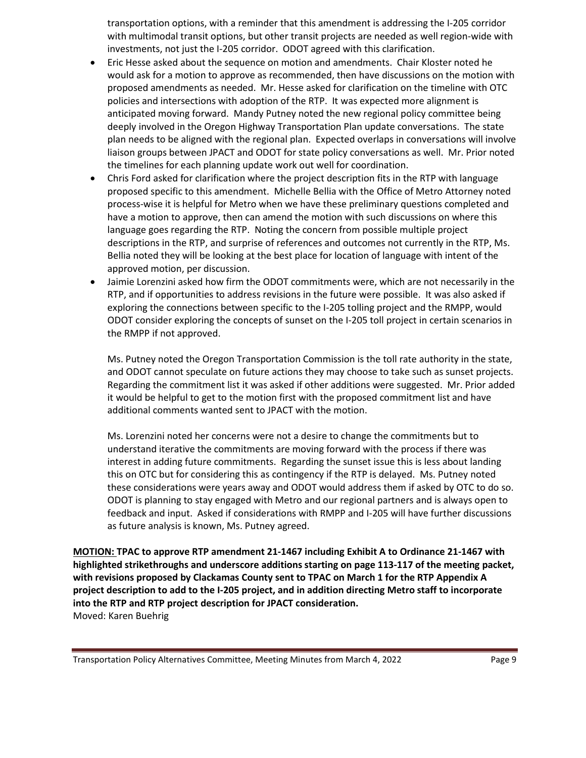transportation options, with a reminder that this amendment is addressing the I-205 corridor with multimodal transit options, but other transit projects are needed as well region-wide with investments, not just the I-205 corridor. ODOT agreed with this clarification.

- Eric Hesse asked about the sequence on motion and amendments. Chair Kloster noted he would ask for a motion to approve as recommended, then have discussions on the motion with proposed amendments as needed. Mr. Hesse asked for clarification on the timeline with OTC policies and intersections with adoption of the RTP. It was expected more alignment is anticipated moving forward. Mandy Putney noted the new regional policy committee being deeply involved in the Oregon Highway Transportation Plan update conversations. The state plan needs to be aligned with the regional plan. Expected overlaps in conversations will involve liaison groups between JPACT and ODOT for state policy conversations as well. Mr. Prior noted the timelines for each planning update work out well for coordination.
- Chris Ford asked for clarification where the project description fits in the RTP with language proposed specific to this amendment. Michelle Bellia with the Office of Metro Attorney noted process-wise it is helpful for Metro when we have these preliminary questions completed and have a motion to approve, then can amend the motion with such discussions on where this language goes regarding the RTP. Noting the concern from possible multiple project descriptions in the RTP, and surprise of references and outcomes not currently in the RTP, Ms. Bellia noted they will be looking at the best place for location of language with intent of the approved motion, per discussion.
- Jaimie Lorenzini asked how firm the ODOT commitments were, which are not necessarily in the RTP, and if opportunities to address revisions in the future were possible. It was also asked if exploring the connections between specific to the I-205 tolling project and the RMPP, would ODOT consider exploring the concepts of sunset on the I-205 toll project in certain scenarios in the RMPP if not approved.

  Ms. Putney noted the Oregon Transportation Commission is the toll rate authority in the state, and ODOT cannot speculate on future actions they may choose to take such as sunset projects. Regarding the commitment list it was asked if other additions were suggested. Mr. Prior added it would be helpful to get to the motion first with the proposed commitment list and have additional comments wanted sent to JPACT with the motion.

  Ms. Lorenzini noted her concerns were not a desire to change the commitments but to understand iterative the commitments are moving forward with the process if there was interest in adding future commitments. Regarding the sunset issue this is less about landing this on OTC but for considering this as contingency if the RTP is delayed. Ms. Putney noted these considerations were years away and ODOT would address them if asked by OTC to do so. ODOT is planning to stay engaged with Metro and our regional partners and is always open to feedback and input. Asked if considerations with RMPP and I-205 will have further discussions as future analysis is known, Ms. Putney agreed.

**MOTION: TPAC to approve RTP amendment 21-1467 including Exhibit A to Ordinance 21-1467 with highlighted strikethroughs and underscore additions starting on page 113-117 of the meeting packet, with revisions proposed by Clackamas County sent to TPAC on March 1 for the RTP Appendix A project description to add to the I-205 project, and in addition directing Metro staff to incorporate into the RTP and RTP project description for JPACT consideration.**
Moved: Karen Buehrig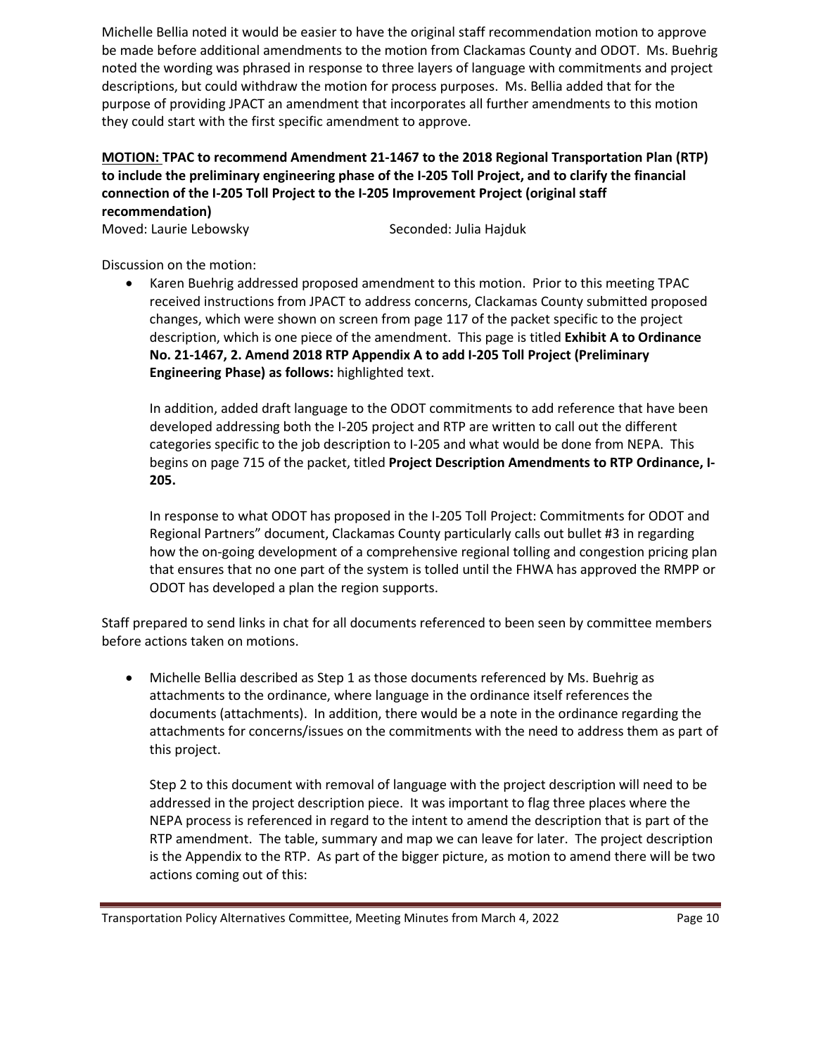Michelle Bellia noted it would be easier to have the original staff recommendation motion to approve be made before additional amendments to the motion from Clackamas County and ODOT. Ms. Buehrig noted the wording was phrased in response to three layers of language with commitments and project descriptions, but could withdraw the motion for process purposes. Ms. Bellia added that for the purpose of providing JPACT an amendment that incorporates all further amendments to this motion they could start with the first specific amendment to approve.

**<u>MOTION:</u> TPAC to recommend Amendment 21-1467 to the 2018 Regional Transportation Plan (RTP) to include the preliminary engineering phase of the I-205 Toll Project, and to clarify the financial connection of the I-205 Toll Project to the I-205 Improvement Project (original staff recommendation)**

Moved: Laurie Lebowsky          Seconded: Julia Hajduk

Discussion on the motion:

- Karen Buehrig addressed proposed amendment to this motion. Prior to this meeting TPAC received instructions from JPACT to address concerns, Clackamas County submitted proposed changes, which were shown on screen from page 117 of the packet specific to the project description, which is one piece of the amendment. This page is titled **Exhibit A to Ordinance No. 21-1467, 2. Amend 2018 RTP Appendix A to add I-205 Toll Project (Preliminary Engineering Phase) as follows:** highlighted text.

  In addition, added draft language to the ODOT commitments to add reference that have been developed addressing both the I-205 project and RTP are written to call out the different categories specific to the job description to I-205 and what would be done from NEPA. This begins on page 715 of the packet, titled **Project Description Amendments to RTP Ordinance, I-205.**

  In response to what ODOT has proposed in the I-205 Toll Project: Commitments for ODOT and Regional Partners" document, Clackamas County particularly calls out bullet #3 in regarding how the on-going development of a comprehensive regional tolling and congestion pricing plan that ensures that no one part of the system is tolled until the FHWA has approved the RMPP or ODOT has developed a plan the region supports.

Staff prepared to send links in chat for all documents referenced to been seen by committee members before actions taken on motions.

- Michelle Bellia described as Step 1 as those documents referenced by Ms. Buehrig as attachments to the ordinance, where language in the ordinance itself references the documents (attachments). In addition, there would be a note in the ordinance regarding the attachments for concerns/issues on the commitments with the need to address them as part of this project.

  Step 2 to this document with removal of language with the project description will need to be addressed in the project description piece. It was important to flag three places where the NEPA process is referenced in regard to the intent to amend the description that is part of the RTP amendment. The table, summary and map we can leave for later. The project description is the Appendix to the RTP. As part of the bigger picture, as motion to amend there will be two actions coming out of this: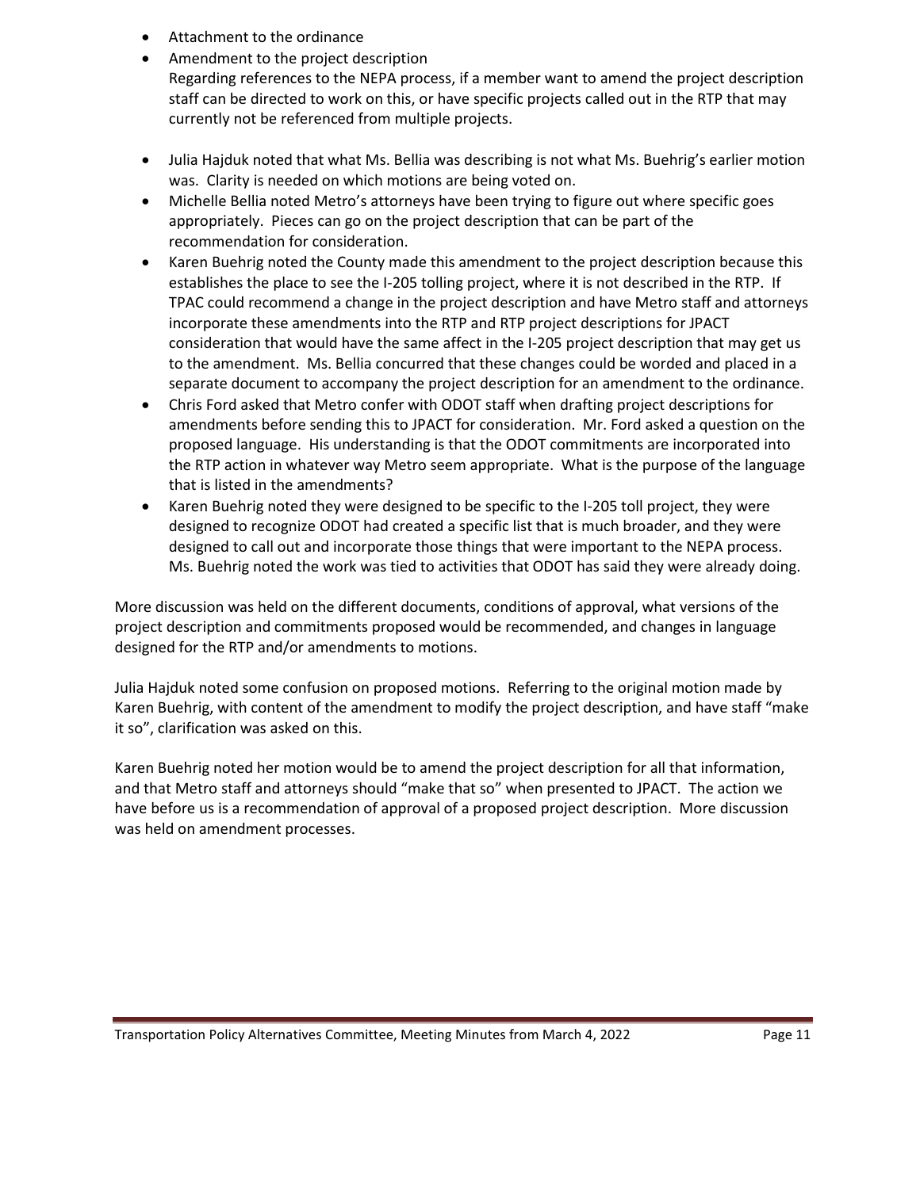- Attachment to the ordinance
- Amendment to the project description
  Regarding references to the NEPA process, if a member want to amend the project description staff can be directed to work on this, or have specific projects called out in the RTP that may currently not be referenced from multiple projects.

- Julia Hajduk noted that what Ms. Bellia was describing is not what Ms. Buehrig's earlier motion was. Clarity is needed on which motions are being voted on.
- Michelle Bellia noted Metro's attorneys have been trying to figure out where specific goes appropriately. Pieces can go on the project description that can be part of the recommendation for consideration.
- Karen Buehrig noted the County made this amendment to the project description because this establishes the place to see the I-205 tolling project, where it is not described in the RTP. If TPAC could recommend a change in the project description and have Metro staff and attorneys incorporate these amendments into the RTP and RTP project descriptions for JPACT consideration that would have the same affect in the I-205 project description that may get us to the amendment. Ms. Bellia concurred that these changes could be worded and placed in a separate document to accompany the project description for an amendment to the ordinance.
- Chris Ford asked that Metro confer with ODOT staff when drafting project descriptions for amendments before sending this to JPACT for consideration. Mr. Ford asked a question on the proposed language. His understanding is that the ODOT commitments are incorporated into the RTP action in whatever way Metro seem appropriate. What is the purpose of the language that is listed in the amendments?
- Karen Buehrig noted they were designed to be specific to the I-205 toll project, they were designed to recognize ODOT had created a specific list that is much broader, and they were designed to call out and incorporate those things that were important to the NEPA process. Ms. Buehrig noted the work was tied to activities that ODOT has said they were already doing.

More discussion was held on the different documents, conditions of approval, what versions of the project description and commitments proposed would be recommended, and changes in language designed for the RTP and/or amendments to motions.

Julia Hajduk noted some confusion on proposed motions. Referring to the original motion made by Karen Buehrig, with content of the amendment to modify the project description, and have staff "make it so", clarification was asked on this.

Karen Buehrig noted her motion would be to amend the project description for all that information, and that Metro staff and attorneys should "make that so" when presented to JPACT. The action we have before us is a recommendation of approval of a proposed project description. More discussion was held on amendment processes.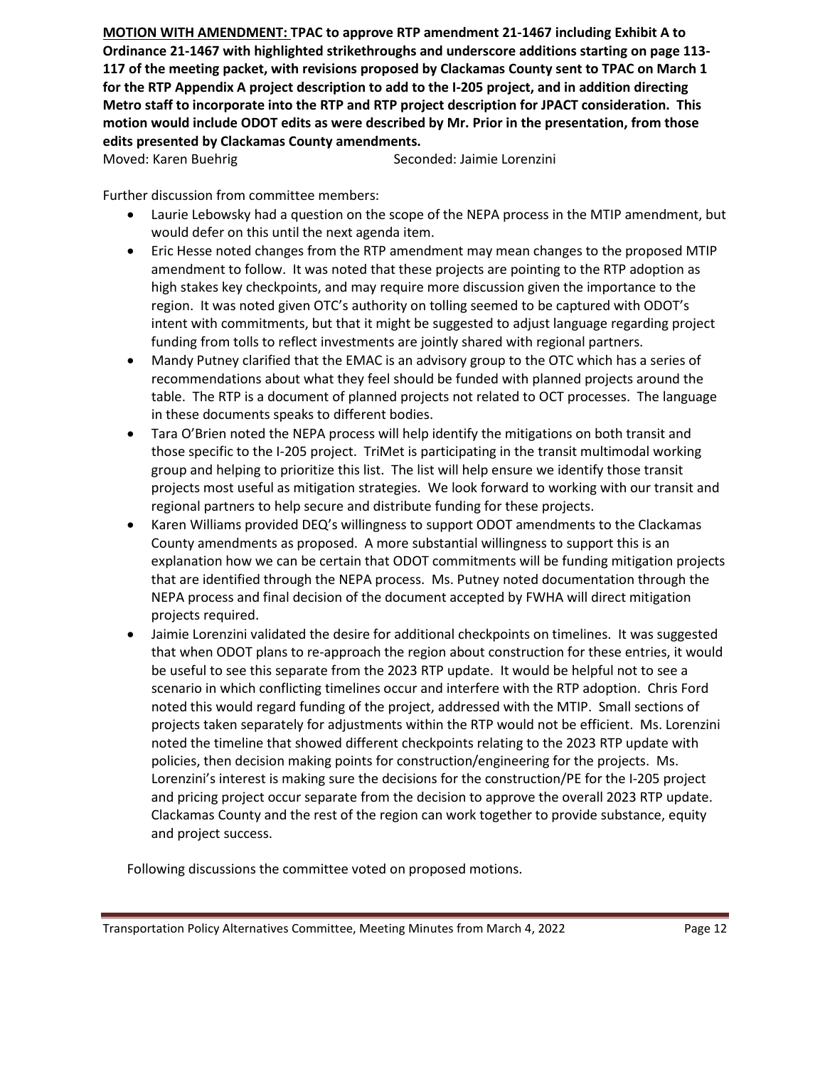**<u>MOTION WITH AMENDMENT:</u> TPAC to approve RTP amendment 21-1467 including Exhibit A to Ordinance 21-1467 with highlighted strikethroughs and underscore additions starting on page 113-117 of the meeting packet, with revisions proposed by Clackamas County sent to TPAC on March 1 for the RTP Appendix A project description to add to the I-205 project, and in addition directing Metro staff to incorporate into the RTP and RTP project description for JPACT consideration. This motion would include ODOT edits as were described by Mr. Prior in the presentation, from those edits presented by Clackamas County amendments.**

Moved: Karen Buehrig Seconded: Jaimie Lorenzini

Further discussion from committee members:

- Laurie Lebowsky had a question on the scope of the NEPA process in the MTIP amendment, but would defer on this until the next agenda item.
- Eric Hesse noted changes from the RTP amendment may mean changes to the proposed MTIP amendment to follow. It was noted that these projects are pointing to the RTP adoption as high stakes key checkpoints, and may require more discussion given the importance to the region. It was noted given OTC's authority on tolling seemed to be captured with ODOT's intent with commitments, but that it might be suggested to adjust language regarding project funding from tolls to reflect investments are jointly shared with regional partners.
- Mandy Putney clarified that the EMAC is an advisory group to the OTC which has a series of recommendations about what they feel should be funded with planned projects around the table. The RTP is a document of planned projects not related to OCT processes. The language in these documents speaks to different bodies.
- Tara O'Brien noted the NEPA process will help identify the mitigations on both transit and those specific to the I-205 project. TriMet is participating in the transit multimodal working group and helping to prioritize this list. The list will help ensure we identify those transit projects most useful as mitigation strategies. We look forward to working with our transit and regional partners to help secure and distribute funding for these projects.
- Karen Williams provided DEQ's willingness to support ODOT amendments to the Clackamas County amendments as proposed. A more substantial willingness to support this is an explanation how we can be certain that ODOT commitments will be funding mitigation projects that are identified through the NEPA process. Ms. Putney noted documentation through the NEPA process and final decision of the document accepted by FWHA will direct mitigation projects required.
- Jaimie Lorenzini validated the desire for additional checkpoints on timelines. It was suggested that when ODOT plans to re-approach the region about construction for these entries, it would be useful to see this separate from the 2023 RTP update. It would be helpful not to see a scenario in which conflicting timelines occur and interfere with the RTP adoption. Chris Ford noted this would regard funding of the project, addressed with the MTIP. Small sections of projects taken separately for adjustments within the RTP would not be efficient. Ms. Lorenzini noted the timeline that showed different checkpoints relating to the 2023 RTP update with policies, then decision making points for construction/engineering for the projects. Ms. Lorenzini's interest is making sure the decisions for the construction/PE for the I-205 project and pricing project occur separate from the decision to approve the overall 2023 RTP update. Clackamas County and the rest of the region can work together to provide substance, equity and project success.

Following discussions the committee voted on proposed motions.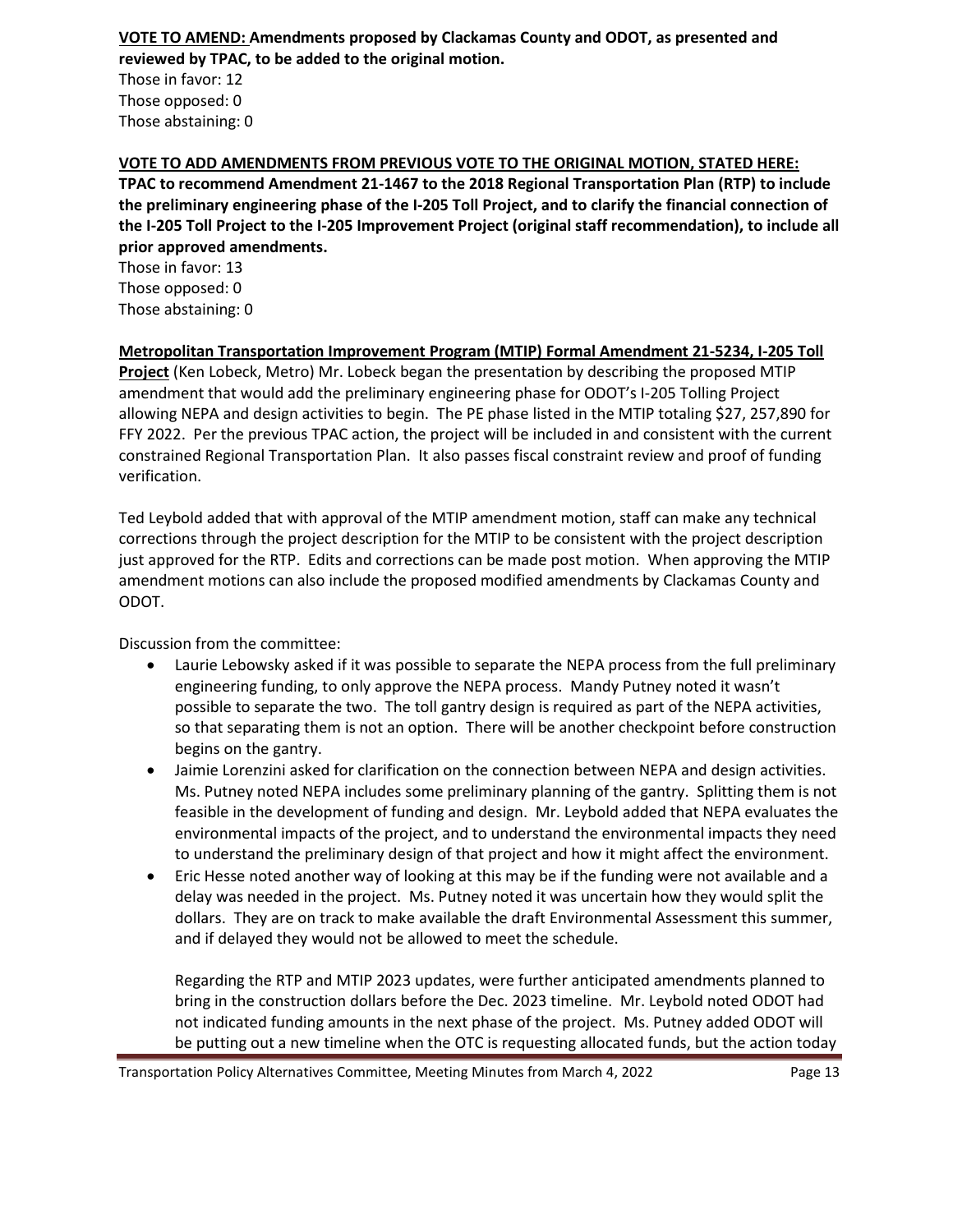**VOTE TO AMEND: Amendments proposed by Clackamas County and ODOT, as presented and reviewed by TPAC, to be added to the original motion.**

Those in favor: 12
Those opposed: 0
Those abstaining: 0

**VOTE TO ADD AMENDMENTS FROM PREVIOUS VOTE TO THE ORIGINAL MOTION, STATED HERE:**
**TPAC to recommend Amendment 21-1467 to the 2018 Regional Transportation Plan (RTP) to include the preliminary engineering phase of the I-205 Toll Project, and to clarify the financial connection of the I-205 Toll Project to the I-205 Improvement Project (original staff recommendation), to include all prior approved amendments.**

Those in favor: 13
Those opposed: 0
Those abstaining: 0

**Metropolitan Transportation Improvement Program (MTIP) Formal Amendment 21-5234, I-205 Toll Project** (Ken Lobeck, Metro) Mr. Lobeck began the presentation by describing the proposed MTIP amendment that would add the preliminary engineering phase for ODOT's I-205 Tolling Project allowing NEPA and design activities to begin. The PE phase listed in the MTIP totaling $27, 257,890 for FFY 2022. Per the previous TPAC action, the project will be included in and consistent with the current constrained Regional Transportation Plan. It also passes fiscal constraint review and proof of funding verification.

Ted Leybold added that with approval of the MTIP amendment motion, staff can make any technical corrections through the project description for the MTIP to be consistent with the project description just approved for the RTP. Edits and corrections can be made post motion. When approving the MTIP amendment motions can also include the proposed modified amendments by Clackamas County and ODOT.

Discussion from the committee:

- Laurie Lebowsky asked if it was possible to separate the NEPA process from the full preliminary engineering funding, to only approve the NEPA process. Mandy Putney noted it wasn't possible to separate the two. The toll gantry design is required as part of the NEPA activities, so that separating them is not an option. There will be another checkpoint before construction begins on the gantry.
- Jaimie Lorenzini asked for clarification on the connection between NEPA and design activities. Ms. Putney noted NEPA includes some preliminary planning of the gantry. Splitting them is not feasible in the development of funding and design. Mr. Leybold added that NEPA evaluates the environmental impacts of the project, and to understand the environmental impacts they need to understand the preliminary design of that project and how it might affect the environment.
- Eric Hesse noted another way of looking at this may be if the funding were not available and a delay was needed in the project. Ms. Putney noted it was uncertain how they would split the dollars. They are on track to make available the draft Environmental Assessment this summer, and if delayed they would not be allowed to meet the schedule.

  Regarding the RTP and MTIP 2023 updates, were further anticipated amendments planned to bring in the construction dollars before the Dec. 2023 timeline. Mr. Leybold noted ODOT had not indicated funding amounts in the next phase of the project. Ms. Putney added ODOT will be putting out a new timeline when the OTC is requesting allocated funds, but the action today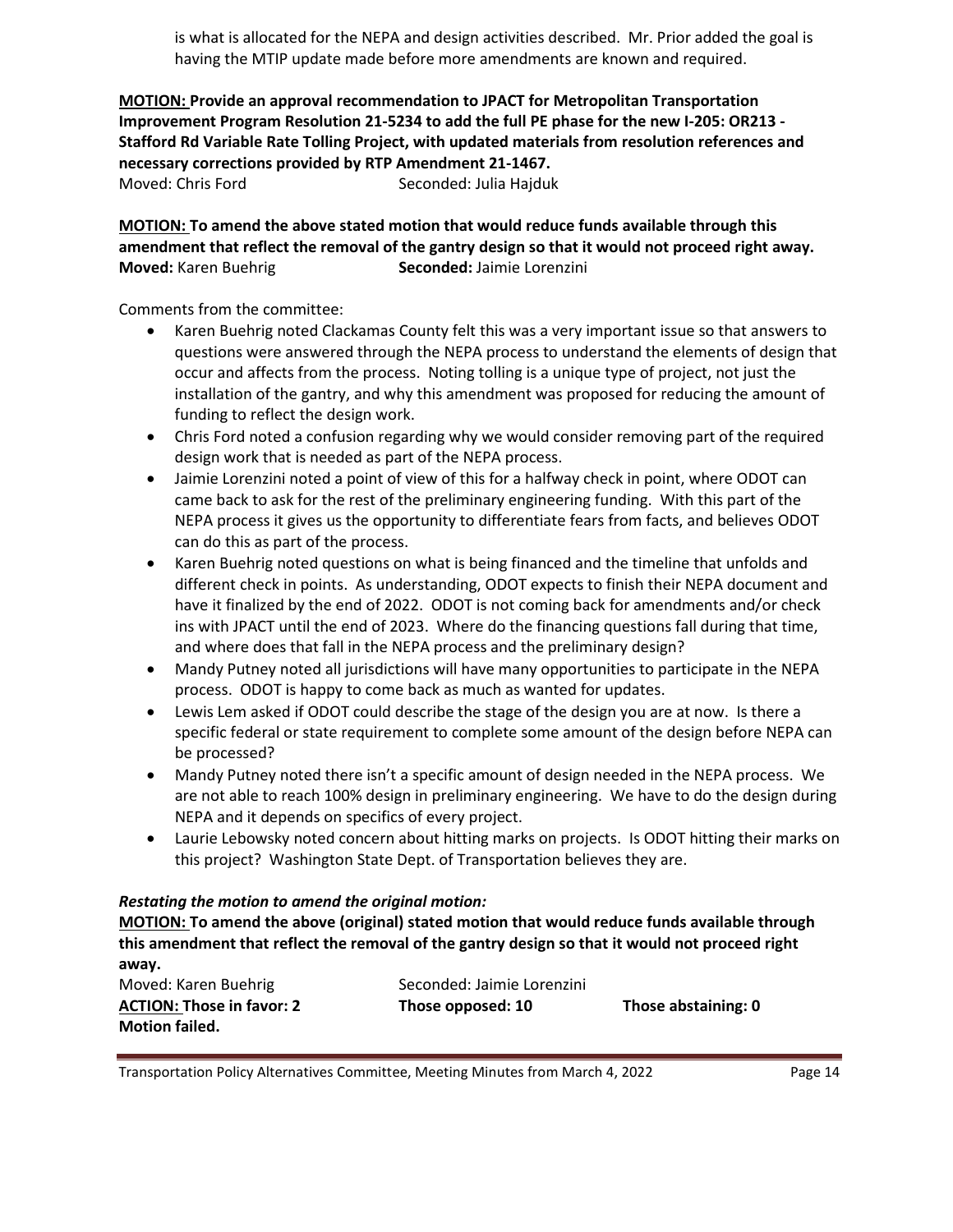is what is allocated for the NEPA and design activities described. Mr. Prior added the goal is having the MTIP update made before more amendments are known and required.

**MOTION: Provide an approval recommendation to JPACT for Metropolitan Transportation Improvement Program Resolution 21-5234 to add the full PE phase for the new I-205: OR213 - Stafford Rd Variable Rate Tolling Project, with updated materials from resolution references and necessary corrections provided by RTP Amendment 21-1467.**
Moved: Chris Ford Seconded: Julia Hajduk

**MOTION: To amend the above stated motion that would reduce funds available through this amendment that reflect the removal of the gantry design so that it would not proceed right away.**
**Moved:** Karen Buehrig **Seconded:** Jaimie Lorenzini

Comments from the committee:

- Karen Buehrig noted Clackamas County felt this was a very important issue so that answers to questions were answered through the NEPA process to understand the elements of design that occur and affects from the process. Noting tolling is a unique type of project, not just the installation of the gantry, and why this amendment was proposed for reducing the amount of funding to reflect the design work.
- Chris Ford noted a confusion regarding why we would consider removing part of the required design work that is needed as part of the NEPA process.
- Jaimie Lorenzini noted a point of view of this for a halfway check in point, where ODOT can came back to ask for the rest of the preliminary engineering funding. With this part of the NEPA process it gives us the opportunity to differentiate fears from facts, and believes ODOT can do this as part of the process.
- Karen Buehrig noted questions on what is being financed and the timeline that unfolds and different check in points. As understanding, ODOT expects to finish their NEPA document and have it finalized by the end of 2022. ODOT is not coming back for amendments and/or check ins with JPACT until the end of 2023. Where do the financing questions fall during that time, and where does that fall in the NEPA process and the preliminary design?
- Mandy Putney noted all jurisdictions will have many opportunities to participate in the NEPA process. ODOT is happy to come back as much as wanted for updates.
- Lewis Lem asked if ODOT could describe the stage of the design you are at now. Is there a specific federal or state requirement to complete some amount of the design before NEPA can be processed?
- Mandy Putney noted there isn't a specific amount of design needed in the NEPA process. We are not able to reach 100% design in preliminary engineering. We have to do the design during NEPA and it depends on specifics of every project.
- Laurie Lebowsky noted concern about hitting marks on projects. Is ODOT hitting their marks on this project? Washington State Dept. of Transportation believes they are.

***Restating the motion to amend the original motion:***

**MOTION: To amend the above (original) stated motion that would reduce funds available through this amendment that reflect the removal of the gantry design so that it would not proceed right away.**
Moved: Karen Buehrig Seconded: Jaimie Lorenzini
**ACTION: Those in favor: 2 Those opposed: 10 Those abstaining: 0**
**Motion failed.**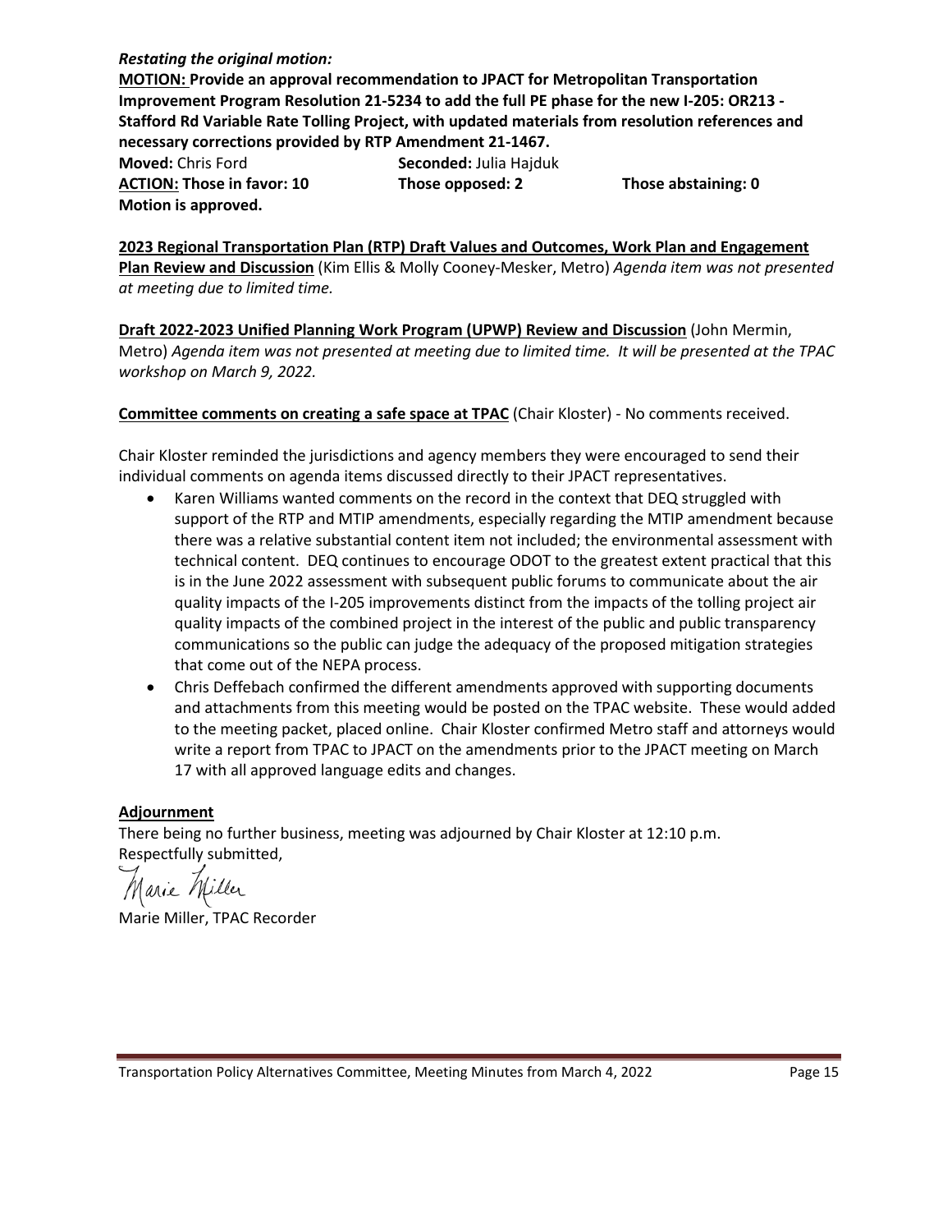***Restating the original motion:***

**MOTION: Provide an approval recommendation to JPACT for Metropolitan Transportation Improvement Program Resolution 21-5234 to add the full PE phase for the new I-205: OR213 - Stafford Rd Variable Rate Tolling Project, with updated materials from resolution references and necessary corrections provided by RTP Amendment 21-1467.**

**Moved:** Chris Ford **Seconded:** Julia Hajduk

**ACTION: Those in favor: 10** **Those opposed: 2** **Those abstaining: 0**

**Motion is approved.**

**2023 Regional Transportation Plan (RTP) Draft Values and Outcomes, Work Plan and Engagement Plan Review and Discussion** (Kim Ellis & Molly Cooney-Mesker, Metro) *Agenda item was not presented at meeting due to limited time.*

**Draft 2022-2023 Unified Planning Work Program (UPWP) Review and Discussion** (John Mermin, Metro) *Agenda item was not presented at meeting due to limited time. It will be presented at the TPAC workshop on March 9, 2022.*

**Committee comments on creating a safe space at TPAC** (Chair Kloster) - No comments received.

Chair Kloster reminded the jurisdictions and agency members they were encouraged to send their individual comments on agenda items discussed directly to their JPACT representatives.

- Karen Williams wanted comments on the record in the context that DEQ struggled with support of the RTP and MTIP amendments, especially regarding the MTIP amendment because there was a relative substantial content item not included; the environmental assessment with technical content. DEQ continues to encourage ODOT to the greatest extent practical that this is in the June 2022 assessment with subsequent public forums to communicate about the air quality impacts of the I-205 improvements distinct from the impacts of the tolling project air quality impacts of the combined project in the interest of the public and public transparency communications so the public can judge the adequacy of the proposed mitigation strategies that come out of the NEPA process.
- Chris Deffebach confirmed the different amendments approved with supporting documents and attachments from this meeting would be posted on the TPAC website. These would added to the meeting packet, placed online. Chair Kloster confirmed Metro staff and attorneys would write a report from TPAC to JPACT on the amendments prior to the JPACT meeting on March 17 with all approved language edits and changes.

**Adjournment**

There being no further business, meeting was adjourned by Chair Kloster at 12:10 p.m.

Respectfully submitted,

Marie Miller

Marie Miller, TPAC Recorder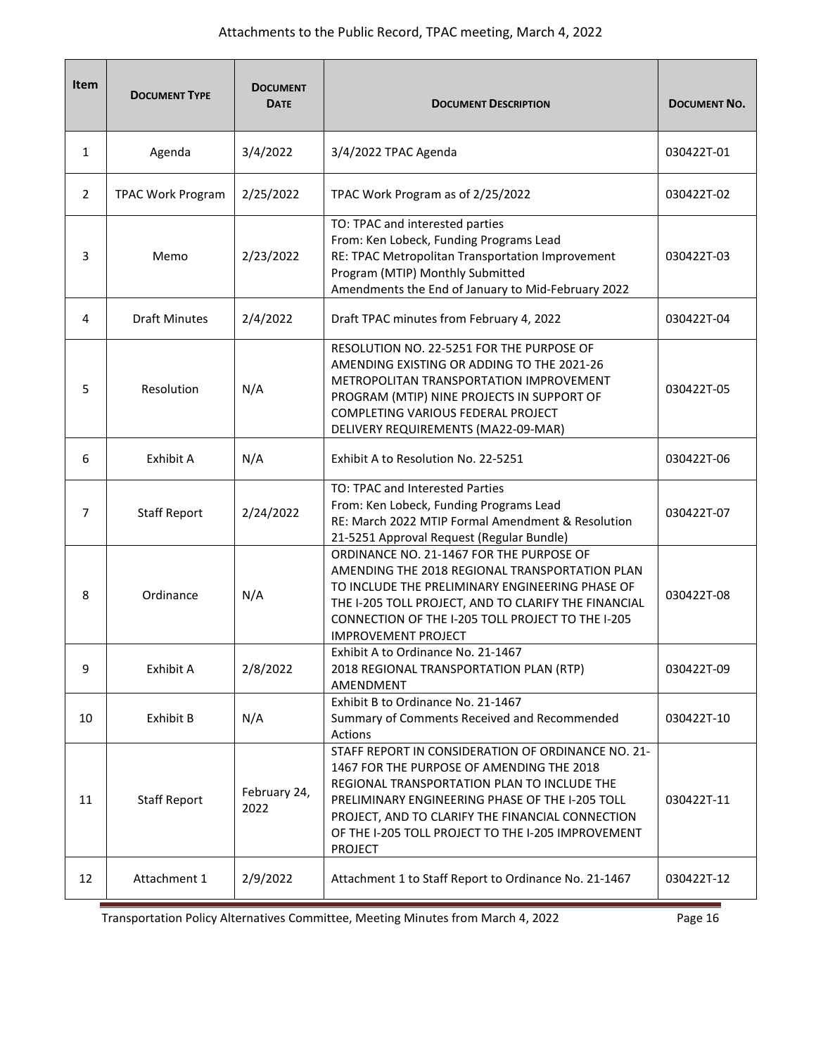Attachments to the Public Record, TPAC meeting, March 4, 2022

| Item | DOCUMENT TYPE | DOCUMENT DATE | DOCUMENT DESCRIPTION | DOCUMENT NO. |
|---|---|---|---|---|
| 1 | Agenda | 3/4/2022 | 3/4/2022 TPAC Agenda | 030422T-01 |
| 2 | TPAC Work Program | 2/25/2022 | TPAC Work Program as of 2/25/2022 | 030422T-02 |
| 3 | Memo | 2/23/2022 | TO: TPAC and interested parties<br>From: Ken Lobeck, Funding Programs Lead<br>RE: TPAC Metropolitan Transportation Improvement Program (MTIP) Monthly Submitted Amendments the End of January to Mid-February 2022 | 030422T-03 |
| 4 | Draft Minutes | 2/4/2022 | Draft TPAC minutes from February 4, 2022 | 030422T-04 |
| 5 | Resolution | N/A | RESOLUTION NO. 22-5251 FOR THE PURPOSE OF AMENDING EXISTING OR ADDING TO THE 2021-26 METROPOLITAN TRANSPORTATION IMPROVEMENT PROGRAM (MTIP) NINE PROJECTS IN SUPPORT OF COMPLETING VARIOUS FEDERAL PROJECT DELIVERY REQUIREMENTS (MA22-09-MAR) | 030422T-05 |
| 6 | Exhibit A | N/A | Exhibit A to Resolution No. 22-5251 | 030422T-06 |
| 7 | Staff Report | 2/24/2022 | TO: TPAC and Interested Parties<br>From: Ken Lobeck, Funding Programs Lead<br>RE: March 2022 MTIP Formal Amendment & Resolution 21-5251 Approval Request (Regular Bundle) | 030422T-07 |
| 8 | Ordinance | N/A | ORDINANCE NO. 21-1467 FOR THE PURPOSE OF AMENDING THE 2018 REGIONAL TRANSPORTATION PLAN TO INCLUDE THE PRELIMINARY ENGINEERING PHASE OF THE I-205 TOLL PROJECT, AND TO CLARIFY THE FINANCIAL CONNECTION OF THE I-205 TOLL PROJECT TO THE I-205 IMPROVEMENT PROJECT | 030422T-08 |
| 9 | Exhibit A | 2/8/2022 | Exhibit A to Ordinance No. 21-1467<br>2018 REGIONAL TRANSPORTATION PLAN (RTP) AMENDMENT | 030422T-09 |
| 10 | Exhibit B | N/A | Exhibit B to Ordinance No. 21-1467<br>Summary of Comments Received and Recommended Actions | 030422T-10 |
| 11 | Staff Report | February 24, 2022 | STAFF REPORT IN CONSIDERATION OF ORDINANCE NO. 21-1467 FOR THE PURPOSE OF AMENDING THE 2018 REGIONAL TRANSPORTATION PLAN TO INCLUDE THE PRELIMINARY ENGINEERING PHASE OF THE I-205 TOLL PROJECT, AND TO CLARIFY THE FINANCIAL CONNECTION OF THE I-205 TOLL PROJECT TO THE I-205 IMPROVEMENT PROJECT | 030422T-11 |
| 12 | Attachment 1 | 2/9/2022 | Attachment 1 to Staff Report to Ordinance No. 21-1467 | 030422T-12 |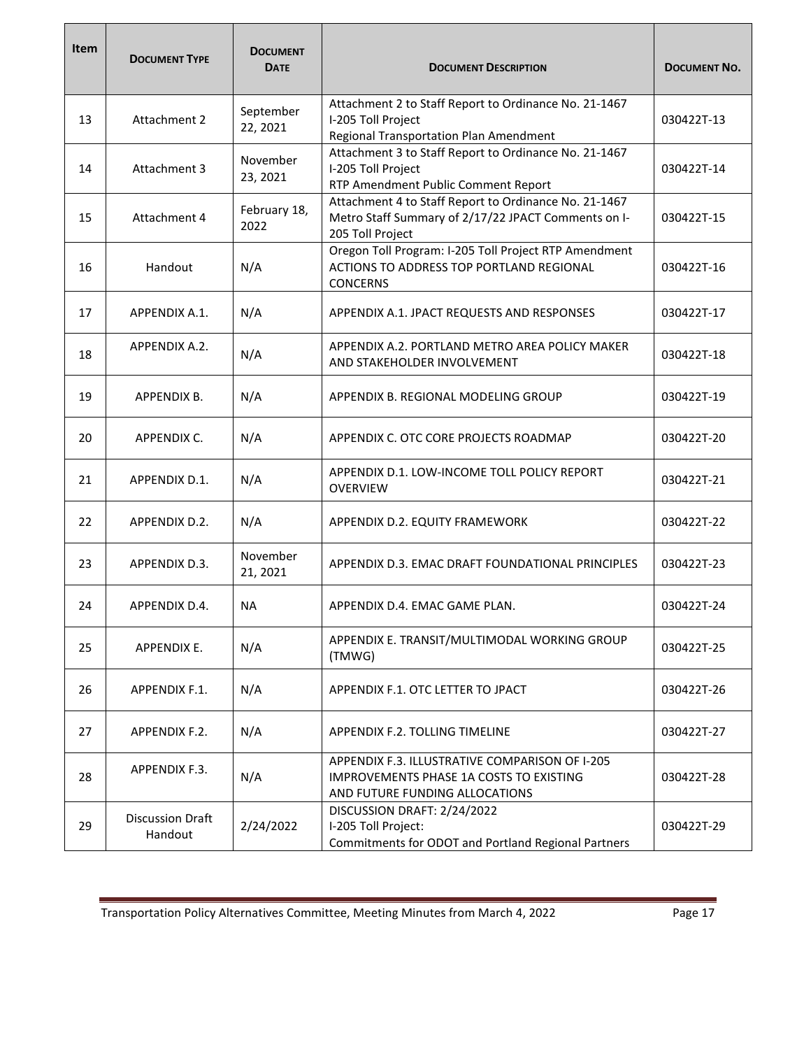| Item | Document Type | Document Date | Document Description | Document No. |
|---|---|---|---|---|
| 13 | Attachment 2 | September 22, 2021 | Attachment 2 to Staff Report to Ordinance No. 21-1467 I-205 Toll Project Regional Transportation Plan Amendment | 030422T-13 |
| 14 | Attachment 3 | November 23, 2021 | Attachment 3 to Staff Report to Ordinance No. 21-1467 I-205 Toll Project RTP Amendment Public Comment Report | 030422T-14 |
| 15 | Attachment 4 | February 18, 2022 | Attachment 4 to Staff Report to Ordinance No. 21-1467 Metro Staff Summary of 2/17/22 JPACT Comments on I-205 Toll Project | 030422T-15 |
| 16 | Handout | N/A | Oregon Toll Program: I-205 Toll Project RTP Amendment ACTIONS TO ADDRESS TOP PORTLAND REGIONAL CONCERNS | 030422T-16 |
| 17 | APPENDIX A.1. | N/A | APPENDIX A.1. JPACT REQUESTS AND RESPONSES | 030422T-17 |
| 18 | APPENDIX A.2. | N/A | APPENDIX A.2. PORTLAND METRO AREA POLICY MAKER AND STAKEHOLDER INVOLVEMENT | 030422T-18 |
| 19 | APPENDIX B. | N/A | APPENDIX B. REGIONAL MODELING GROUP | 030422T-19 |
| 20 | APPENDIX C. | N/A | APPENDIX C. OTC CORE PROJECTS ROADMAP | 030422T-20 |
| 21 | APPENDIX D.1. | N/A | APPENDIX D.1. LOW-INCOME TOLL POLICY REPORT OVERVIEW | 030422T-21 |
| 22 | APPENDIX D.2. | N/A | APPENDIX D.2. EQUITY FRAMEWORK | 030422T-22 |
| 23 | APPENDIX D.3. | November 21, 2021 | APPENDIX D.3. EMAC DRAFT FOUNDATIONAL PRINCIPLES | 030422T-23 |
| 24 | APPENDIX D.4. | NA | APPENDIX D.4. EMAC GAME PLAN. | 030422T-24 |
| 25 | APPENDIX E. | N/A | APPENDIX E. TRANSIT/MULTIMODAL WORKING GROUP (TMWG) | 030422T-25 |
| 26 | APPENDIX F.1. | N/A | APPENDIX F.1. OTC LETTER TO JPACT | 030422T-26 |
| 27 | APPENDIX F.2. | N/A | APPENDIX F.2. TOLLING TIMELINE | 030422T-27 |
| 28 | APPENDIX F.3. | N/A | APPENDIX F.3. ILLUSTRATIVE COMPARISON OF I-205 IMPROVEMENTS PHASE 1A COSTS TO EXISTING AND FUTURE FUNDING ALLOCATIONS | 030422T-28 |
| 29 | Discussion Draft Handout | 2/24/2022 | DISCUSSION DRAFT: 2/24/2022 I-205 Toll Project: Commitments for ODOT and Portland Regional Partners | 030422T-29 |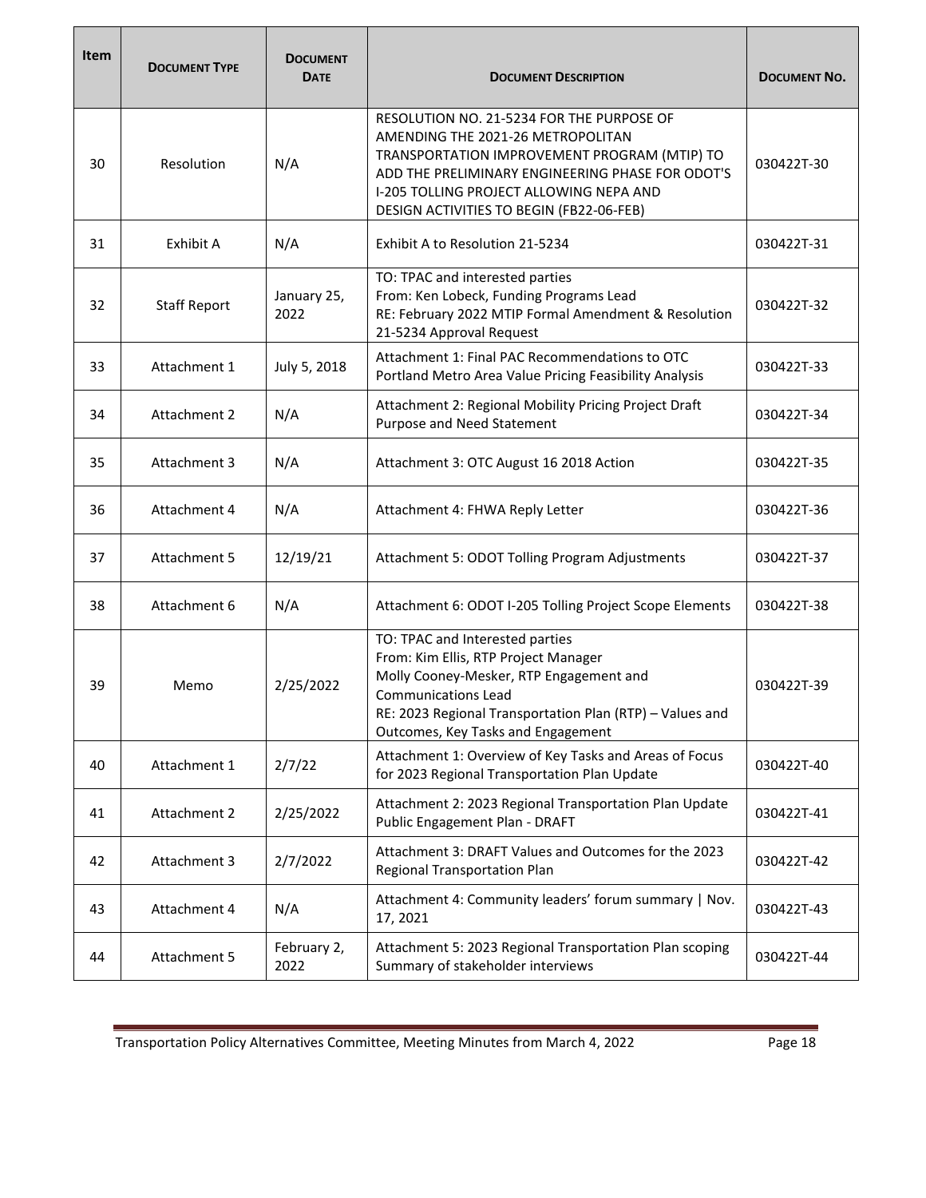| Item | DOCUMENT TYPE | DOCUMENT DATE | DOCUMENT DESCRIPTION | DOCUMENT NO. |
|---|---|---|---|---|
| 30 | Resolution | N/A | RESOLUTION NO. 21-5234 FOR THE PURPOSE OF AMENDING THE 2021-26 METROPOLITAN TRANSPORTATION IMPROVEMENT PROGRAM (MTIP) TO ADD THE PRELIMINARY ENGINEERING PHASE FOR ODOT'S I-205 TOLLING PROJECT ALLOWING NEPA AND DESIGN ACTIVITIES TO BEGIN (FB22-06-FEB) | 030422T-30 |
| 31 | Exhibit A | N/A | Exhibit A to Resolution 21-5234 | 030422T-31 |
| 32 | Staff Report | January 25, 2022 | TO: TPAC and interested parties<br>From: Ken Lobeck, Funding Programs Lead<br>RE: February 2022 MTIP Formal Amendment & Resolution 21-5234 Approval Request | 030422T-32 |
| 33 | Attachment 1 | July 5, 2018 | Attachment 1: Final PAC Recommendations to OTC Portland Metro Area Value Pricing Feasibility Analysis | 030422T-33 |
| 34 | Attachment 2 | N/A | Attachment 2: Regional Mobility Pricing Project Draft Purpose and Need Statement | 030422T-34 |
| 35 | Attachment 3 | N/A | Attachment 3: OTC August 16 2018 Action | 030422T-35 |
| 36 | Attachment 4 | N/A | Attachment 4: FHWA Reply Letter | 030422T-36 |
| 37 | Attachment 5 | 12/19/21 | Attachment 5: ODOT Tolling Program Adjustments | 030422T-37 |
| 38 | Attachment 6 | N/A | Attachment 6: ODOT I-205 Tolling Project Scope Elements | 030422T-38 |
| 39 | Memo | 2/25/2022 | TO: TPAC and Interested parties<br>From: Kim Ellis, RTP Project Manager<br>Molly Cooney-Mesker, RTP Engagement and Communications Lead<br>RE: 2023 Regional Transportation Plan (RTP) – Values and Outcomes, Key Tasks and Engagement | 030422T-39 |
| 40 | Attachment 1 | 2/7/22 | Attachment 1: Overview of Key Tasks and Areas of Focus for 2023 Regional Transportation Plan Update | 030422T-40 |
| 41 | Attachment 2 | 2/25/2022 | Attachment 2: 2023 Regional Transportation Plan Update Public Engagement Plan - DRAFT | 030422T-41 |
| 42 | Attachment 3 | 2/7/2022 | Attachment 3: DRAFT Values and Outcomes for the 2023 Regional Transportation Plan | 030422T-42 |
| 43 | Attachment 4 | N/A | Attachment 4: Community leaders' forum summary \| Nov. 17, 2021 | 030422T-43 |
| 44 | Attachment 5 | February 2, 2022 | Attachment 5: 2023 Regional Transportation Plan scoping Summary of stakeholder interviews | 030422T-44 |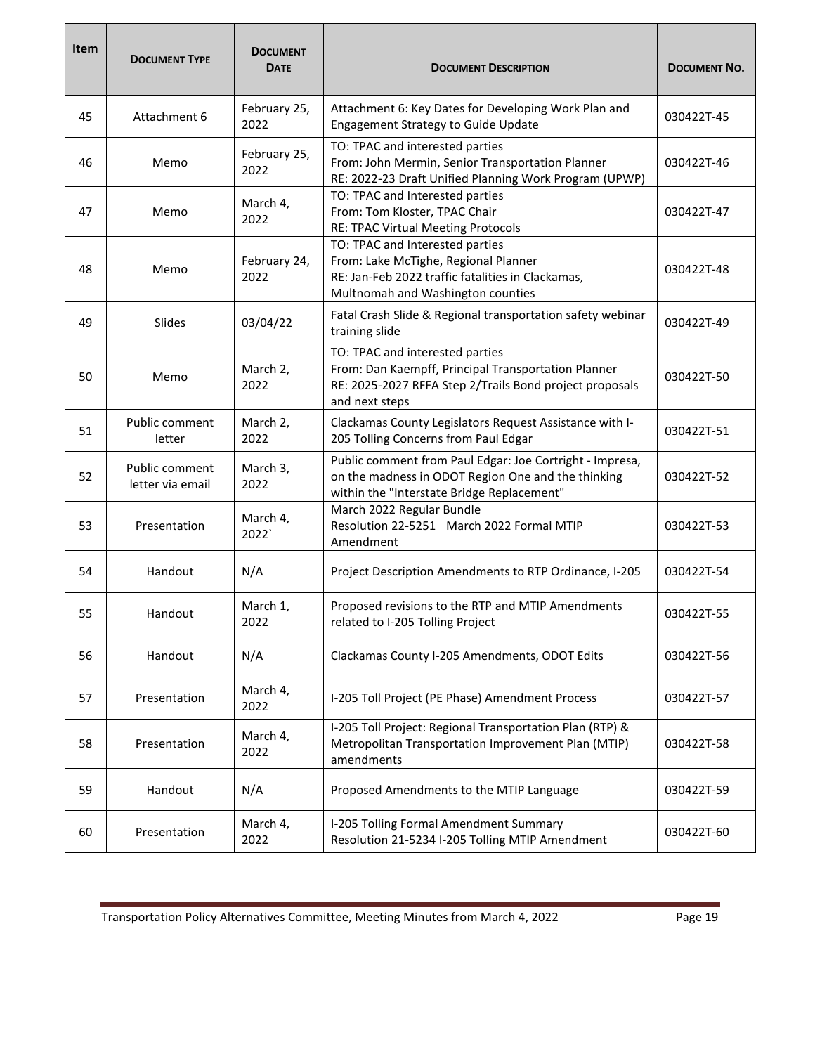| Item | Document Type | Document Date | Document Description | Document No. |
|---|---|---|---|---|
| 45 | Attachment 6 | February 25, 2022 | Attachment 6: Key Dates for Developing Work Plan and Engagement Strategy to Guide Update | 030422T-45 |
| 46 | Memo | February 25, 2022 | TO: TPAC and interested parties<br>From: John Mermin, Senior Transportation Planner<br>RE: 2022-23 Draft Unified Planning Work Program (UPWP) | 030422T-46 |
| 47 | Memo | March 4, 2022 | TO: TPAC and Interested parties<br>From: Tom Kloster, TPAC Chair<br>RE: TPAC Virtual Meeting Protocols | 030422T-47 |
| 48 | Memo | February 24, 2022 | TO: TPAC and Interested parties<br>From: Lake McTighe, Regional Planner<br>RE: Jan-Feb 2022 traffic fatalities in Clackamas, Multnomah and Washington counties | 030422T-48 |
| 49 | Slides | 03/04/22 | Fatal Crash Slide & Regional transportation safety webinar training slide | 030422T-49 |
| 50 | Memo | March 2, 2022 | TO: TPAC and interested parties<br>From: Dan Kaempff, Principal Transportation Planner<br>RE: 2025-2027 RFFA Step 2/Trails Bond project proposals and next steps | 030422T-50 |
| 51 | Public comment letter | March 2, 2022 | Clackamas County Legislators Request Assistance with I-205 Tolling Concerns from Paul Edgar | 030422T-51 |
| 52 | Public comment letter via email | March 3, 2022 | Public comment from Paul Edgar: Joe Cortright - Impresa, on the madness in ODOT Region One and the thinking within the "Interstate Bridge Replacement" | 030422T-52 |
| 53 | Presentation | March 4, 2022` | March 2022 Regular Bundle<br>Resolution 22-5251 March 2022 Formal MTIP Amendment | 030422T-53 |
| 54 | Handout | N/A | Project Description Amendments to RTP Ordinance, I-205 | 030422T-54 |
| 55 | Handout | March 1, 2022 | Proposed revisions to the RTP and MTIP Amendments related to I-205 Tolling Project | 030422T-55 |
| 56 | Handout | N/A | Clackamas County I-205 Amendments, ODOT Edits | 030422T-56 |
| 57 | Presentation | March 4, 2022 | I-205 Toll Project (PE Phase) Amendment Process | 030422T-57 |
| 58 | Presentation | March 4, 2022 | I-205 Toll Project: Regional Transportation Plan (RTP) & Metropolitan Transportation Improvement Plan (MTIP) amendments | 030422T-58 |
| 59 | Handout | N/A | Proposed Amendments to the MTIP Language | 030422T-59 |
| 60 | Presentation | March 4, 2022 | I-205 Tolling Formal Amendment Summary<br>Resolution 21-5234 I-205 Tolling MTIP Amendment | 030422T-60 |